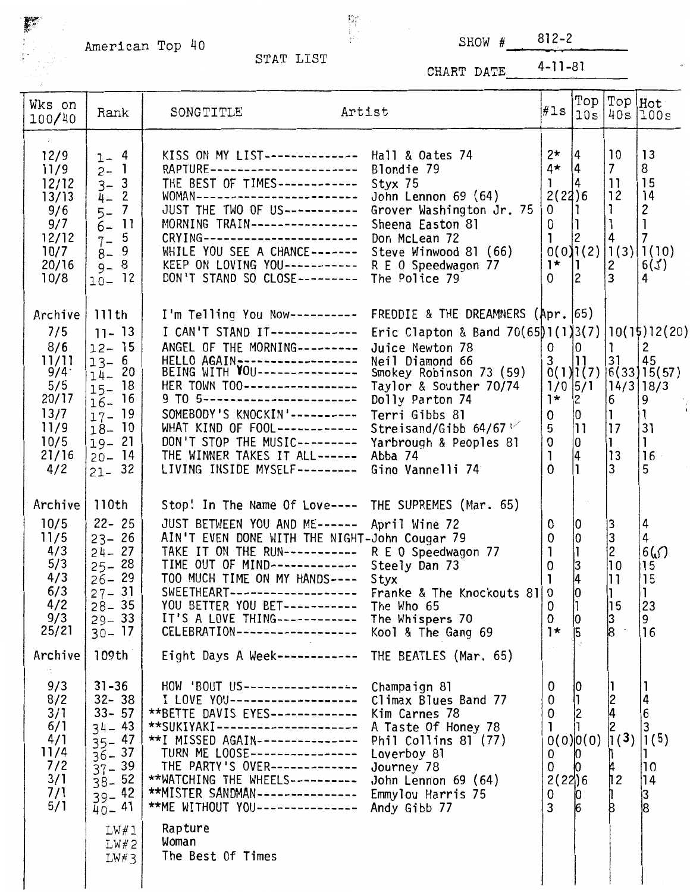American Top 40

STAT LIST

SHOW # 812-2

CHART DATE 4-11-81

| Wks on 100/40 | Rank | SONGTITLE | Artist | #1s | Top 10s | Top 40s | Hot 100s |
|---|---|---|---|---|---|---|---|
| 12/9 | 1- 4 | KISS ON MY LIST-------------- | Hall & Oates 74 | 2* | 4 | 10 | 13 |
| 11/9 | 2- 1 | RAPTURE---------------------- | Blondie 79 | 4* | 4 | 7 | 8 |
| 12/12 | 3- 3 | THE BEST OF TIMES------------ | Styx 75 | 1 | 4 | 11 | 15 |
| 13/13 | 4- 2 | WOMAN------------------------ | John Lennon 69 (64) | 2(22) | 6 | 12 | 14 |
| 9/6 | 5- 7 | JUST THE TWO OF US----------- | Grover Washington Jr. 75 | 0 | 1 | 1 | 2 |
| 9/7 | 6- 11 | MORNING TRAIN---------------- | Sheena Easton 81 | 0 | 1 | 1 | 1 |
| 12/12 | 7- 5 | CRYING----------------------- | Don McLean 72 | 1 | 2 | 4 | 7 |
| 10/7 | 8- 9 | WHILE YOU SEE A CHANCE------- | Steve Winwood 81 (66) | 0(0) | 1(2) | 1(3) | 1(10) |
| 20/16 | 9- 8 | KEEP ON LOVING YOU----------- | R E O Speedwagon 77 | 1* | 1 | 2 | 6(5) |
| 10/8 | 10- 12 | DON'T STAND SO CLOSE--------- | The Police 79 | 0 | 2 | 3 | 4 |
| Archive | 111th | I'm Telling You Now---------- | FREDDIE & THE DREAMNERS (Apr. 65) | | | | |
| 7/5 | 11- 13 | I CAN'T STAND IT------------- | Eric Clapton & Band 70(65) | 1(1) | 3(7) | 10(15) | 12(20) |
| 8/6 | 12- 15 | ANGEL OF THE MORNING--------- | Juice Newton 78 | 0 | 0 | 1 | 2 |
| 11/11 | 13- 6 | HELLO AGAIN------------------ | Neil Diamond 66 | 3 | 11 | 31 | 45 |
| 9/4 | 14- 20 | BEING WITH YOU--------------- | Smokey Robinson 73 (59) | 0(1) | 1(7) | 6(33) | 15(57) |
| 5/5 | 15- 18 | HER TOWN TOO----------------- | Taylor & Souther 70/74 | 1/0 | 5/1 | 14/3 | 18/3 |
| 20/17 | 16- 16 | 9 TO 5----------------------- | Dolly Parton 74 | 1* | 2 | 6 | 9 |
| 13/7 | 17- 19 | SOMEBODY'S KNOCKIN'---------- | Terri Gibbs 81 | 0 | 0 | 1 | 1 |
| 11/9 | 18- 10 | WHAT KIND OF FOOL------------ | Streisand/Gibb 64/67 | 5 | 11 | 17 | 31 |
| 10/5 | 19- 21 | DON'T STOP THE MUSIC--------- | Yarbrough & Peoples 81 | 0 | 0 | 1 | 1 |
| 21/16 | 20- 14 | THE WINNER TAKES IT ALL------ | Abba 74 | 1 | 4 | 13 | 16 |
| 4/2 | 21- 32 | LIVING INSIDE MYSELF--------- | Gino Vannelli 74 | 0 | 1 | 3 | 5 |
| Archive | 110th | Stop! In The Name Of Love---- | THE SUPREMES (Mar. 65) | | | | |
| 10/5 | 22- 25 | JUST BETWEEN YOU AND ME------ | April Wine 72 | 0 | 0 | 3 | 4 |
| 11/5 | 23- 26 | AIN'T EVEN DONE WITH THE NIGHT- | John Cougar 79 | 0 | 0 | 3 | 4 |
| 4/3 | 24- 27 | TAKE IT ON THE RUN----------- | R E O Speedwagon 77 | 1 | 1 | 2 | 6(5) |
| 5/3 | 25- 28 | TIME OUT OF MIND------------- | Steely Dan 73 | 0 | 3 | 10 | 15 |
| 4/3 | 26- 29 | TOO MUCH TIME ON MY HANDS---- | Styx | 1 | 4 | 11 | 15 |
| 6/3 | 27- 31 | SWEETHEART------------------- | Franke & The Knockouts 81 | 0 | 0 | 1 | 1 |
| 4/2 | 28- 35 | YOU BETTER YOU BET----------- | The Who 65 | 0 | 1 | 15 | 23 |
| 9/3 | 29- 33 | IT'S A LOVE THING------------ | The Whispers 70 | 0 | 0 | 3 | 9 |
| 25/21 | 30- 17 | CELEBRATION------------------ | Kool & The Gang 69 | 1* | 5 | 8 | 16 |
| Archive | 109th | Eight Days A Week------------ | THE BEATLES (Mar. 65) | | | | |
| 9/3 | 31-36 | HOW 'BOUT US----------------- | Champaign 81 | 0 | 0 | 1 | 1 |
| 8/2 | 32- 38 | I LOVE YOU------------------- | Climax Blues Band 77 | 0 | 1 | 2 | 4 |
| 3/1 | 33- 57 | **BETTE DAVIS EYES------------ | Kim Carnes 78 | 0 | 2 | 4 | 6 |
| 6/1 | 34- 43 | **SUKIYAKI-------------------- | A Taste Of Honey 78 | 1 | 1 | 2 | 3 |
| 4/1 | 35- 47 | **I MISSED AGAIN-------------- | Phil Collins 81 (77) | 0(0) | 0(0) | 1(3) | 1(5) |
| 11/4 | 36- 37 | TURN ME LOOSE---------------- | Loverboy 81 | 0 | 0 | 1 | 1 |
| 7/2 | 37- 39 | THE PARTY'S OVER------------- | Journey 78 | 0 | 0 | 4 | 10 |
| 3/1 | 38- 52 | **WATCHING THE WHEELS--------- | John Lennon 69 (64) | 2(22) | 6 | 12 | 14 |
| 7/1 | 39- 42 | **MISTER SANDMAN-------------- | Emmylou Harris 75 | 0 | 0 | 1 | 3 |
| 5/1 | 40- 41 | **ME WITHOUT YOU-------------- | Andy Gibb 77 | 3 | 6 | 8 | 8 |

LW#1 Rapture
LW#2 Woman
LW#3 The Best Of Times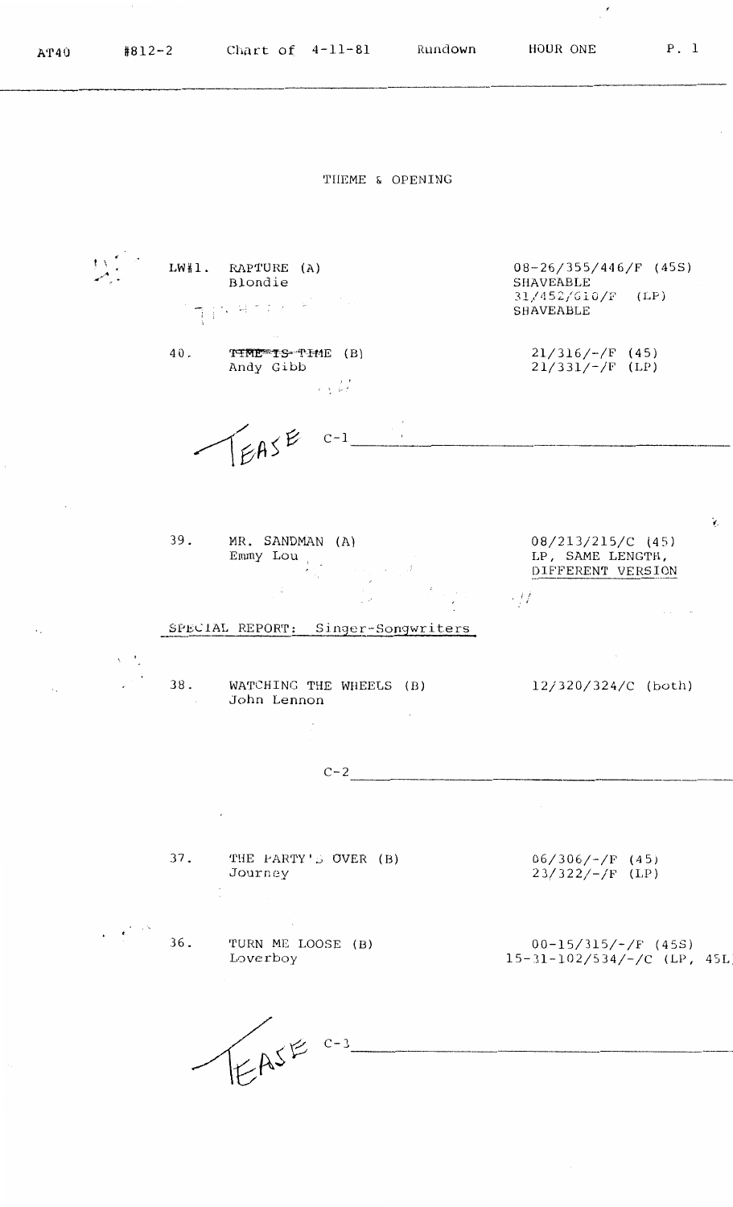## THEME & OPENING

LW#1. RAPTURE (A)
Blondie

08-26/355/446/F (45S)
SHAVEABLE
31/452/610/F (LP)
SHAVEABLE

40. ~~TIME IS TIME~~ (B)
Andy Gibb

21/316/-/F (45)
21/331/-/F (LP)

TEASE C-1 ______

39. MR. SANDMAN (A)
Emmy Lou

08/213/215/C (45)
LP, SAME LENGTH, DIFFERENT VERSION

SPECIAL REPORT: Singer-Songwriters

38. WATCHING THE WHEELS (B)
John Lennon

12/320/324/C (both)

C-2 ______

37. THE PARTY'S OVER (B)
Journey

06/306/-/F (45)
23/322/-/F (LP)

36. TURN ME LOOSE (B)
Loverboy

00-15/315/-/F (45S)
15-31-102/534/-/C (LP, 45L)

TEASE C-3 ______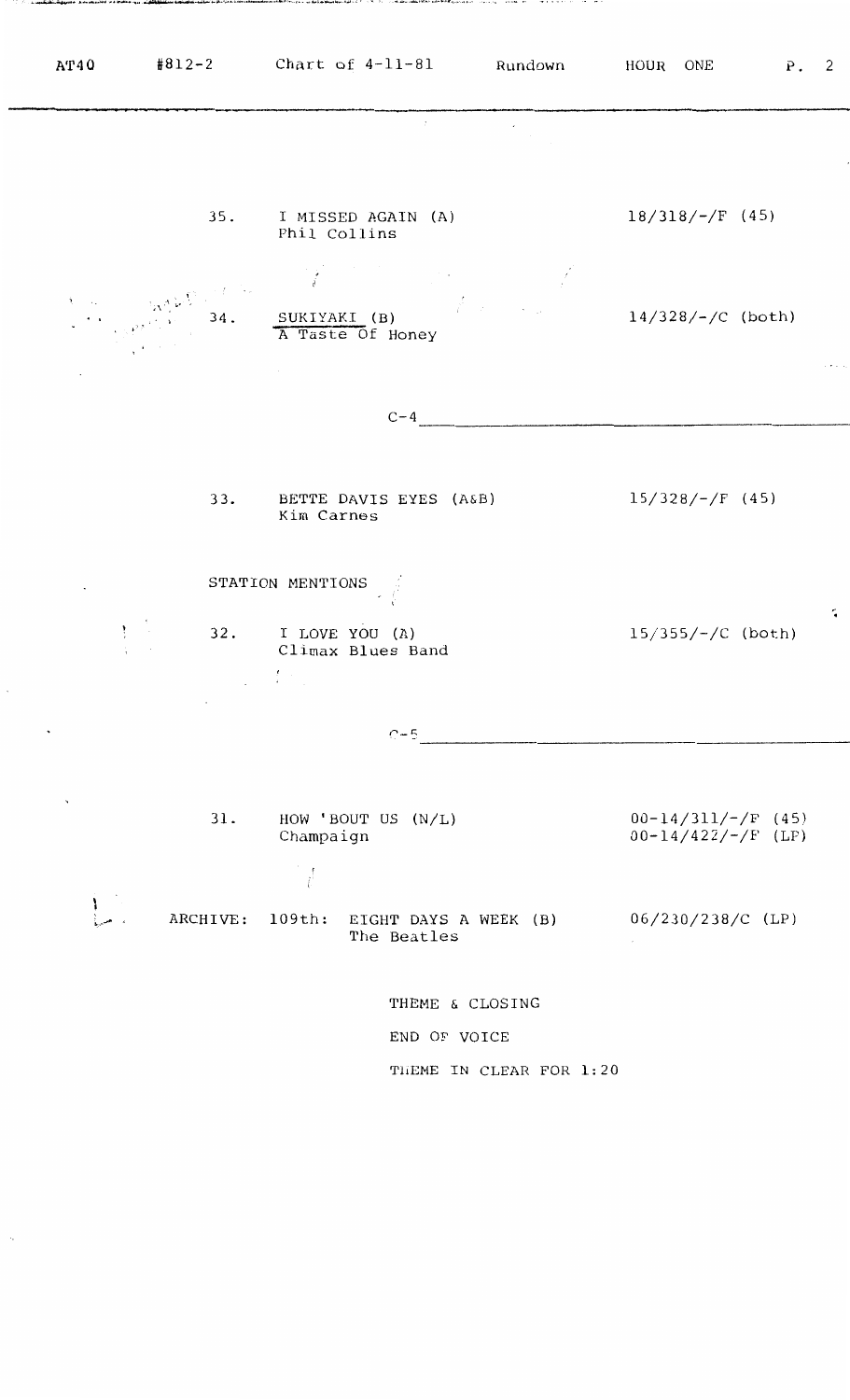35. I MISSED AGAIN (A) — 18/318/-/F (45)
Phil Collins

34. <u>SUKIYAKI</u> (B) — 14/328/-/C (both)
<u>A Taste Of Honey</u>

C-4 ______________________________

33. BETTE DAVIS EYES (A&B) — 15/328/-/F (45)
Kim Carnes

STATION MENTIONS

32. I LOVE YOU (A) — 15/355/-/C (both)
Climax Blues Band

C-5 ______________________________

31. HOW 'BOUT US (N/L) — 00-14/311/-/F (45)
Champaign — 00-14/422/-/F (LP)

ARCHIVE: 109th: EIGHT DAYS A WEEK (B) — 06/230/238/C (LP)
The Beatles

THEME & CLOSING

END OF VOICE

THEME IN CLEAR FOR 1:20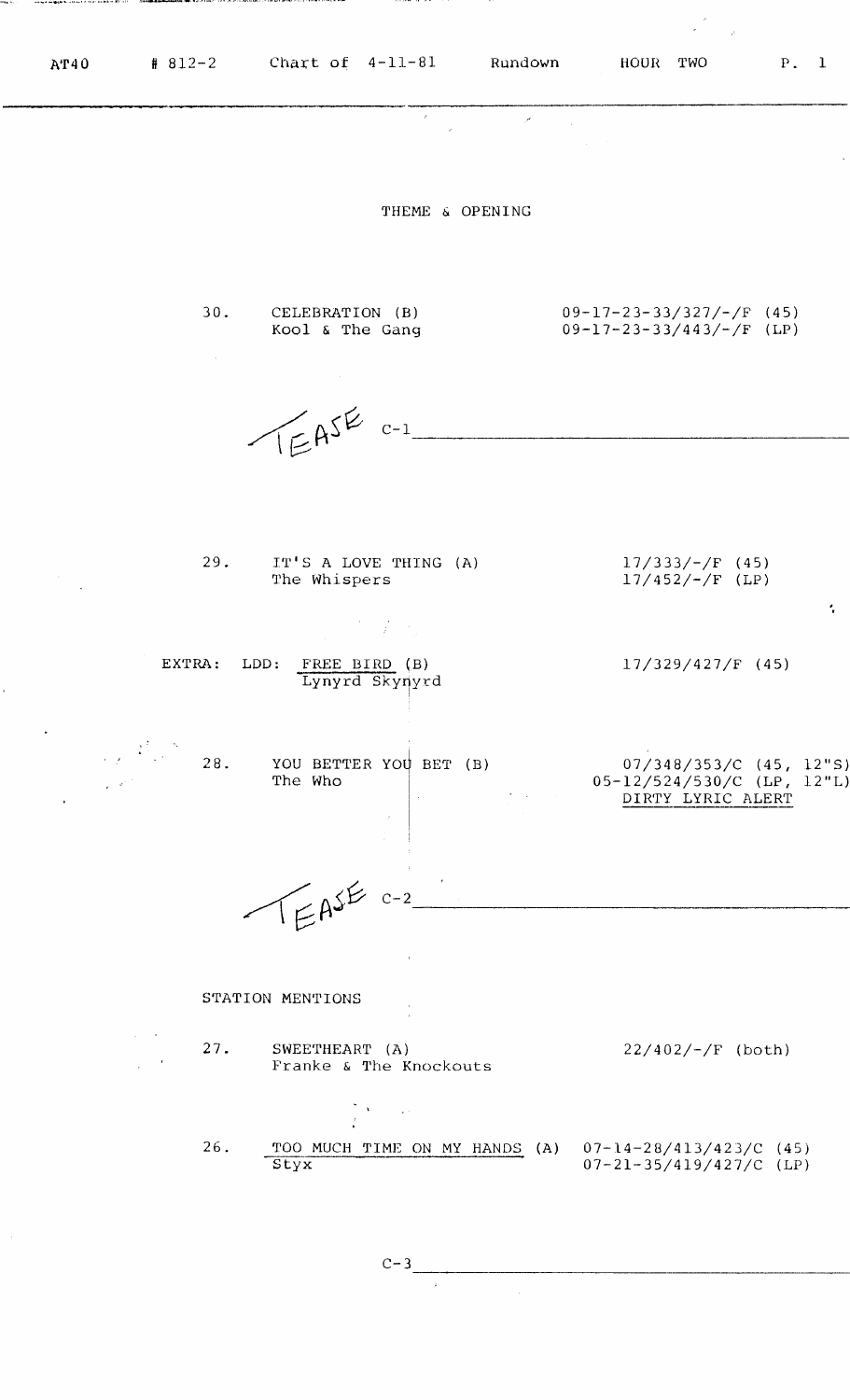AT40 # 812-2 Chart of 4-11-81 Rundown HOUR TWO

THEME & OPENING

| | | |
|---|---|---|
| 30. | CELEBRATION (B)<br>Kool & The Gang | 09-17-23-33/327/-/F (45)<br>09-17-23-33/443/-/F (LP) |

TEASE C-1 ____________________

| | | |
|---|---|---|
| 29. | IT'S A LOVE THING (A)<br>The Whispers | 17/333/-/F (45)<br>17/452/-/F (LP) |
| EXTRA: LDD: | FREE BIRD (B)<br>Lynyrd Skynyrd | 17/329/427/F (45) |
| 28. | YOU BETTER YOU BET (B)<br>The Who | 07/348/353/C (45, 12"S)<br>05-12/524/530/C (LP, 12"L)<br>DIRTY LYRIC ALERT |

TEASE C-2 ____________________

STATION MENTIONS

| | | |
|---|---|---|
| 27. | SWEETHEART (A)<br>Franke & The Knockouts | 22/402/-/F (both) |
| 26. | TOO MUCH TIME ON MY HANDS (A)<br>Styx | 07-14-28/413/423/C (45)<br>07-21-35/419/427/C (LP) |

C-3 ____________________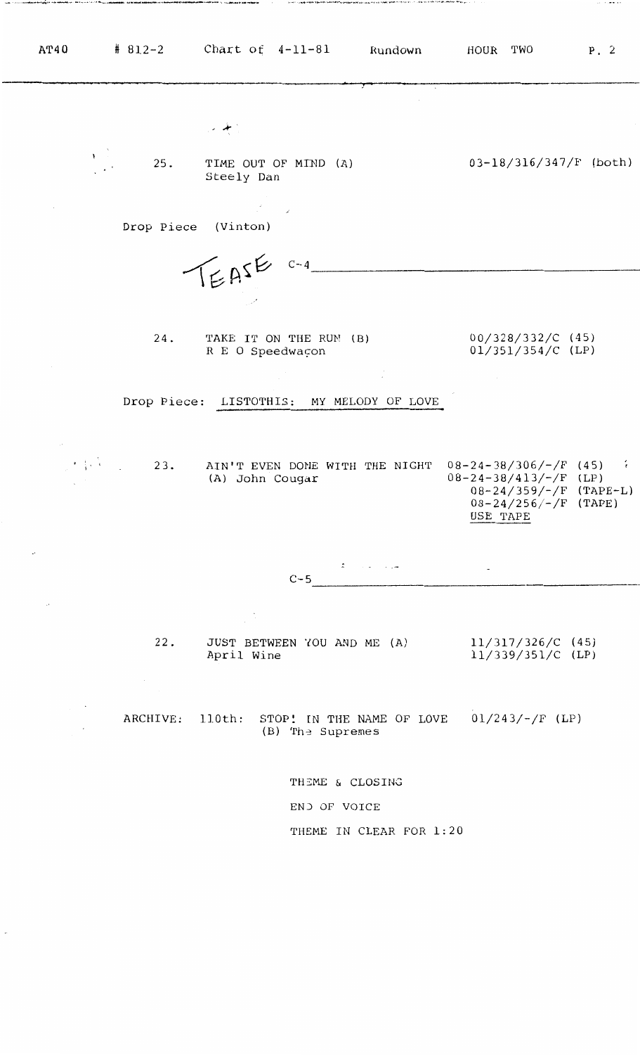AT40 # 812-2 Chart of 4-11-81 Rundown HOUR TWO

25. TIME OUT OF MIND (A) 03-18/316/347/F (both)
Steely Dan

Drop Piece (Vinton)

TEASE C-4

24. TAKE IT ON THE RUN (B) 00/328/332/C (45)
R E O Speedwagon 01/351/354/C (LP)

Drop Piece: LISTOTHIS: MY MELODY OF LOVE

23. AIN'T EVEN DONE WITH THE NIGHT 08-24-38/306/-/F (45)
(A) John Cougar 08-24-38/413/-/F (LP)
08-24/359/-/F (TAPE-L)
08-24/256/-/F (TAPE)
USE TAPE

C-5

22. JUST BETWEEN YOU AND ME (A) 11/317/326/C (45)
April Wine 11/339/351/C (LP)

ARCHIVE: 110th: STOP! IN THE NAME OF LOVE 01/243/-/F (LP)
(B) The Supremes

THEME & CLOSING

END OF VOICE

THEME IN CLEAR FOR 1:20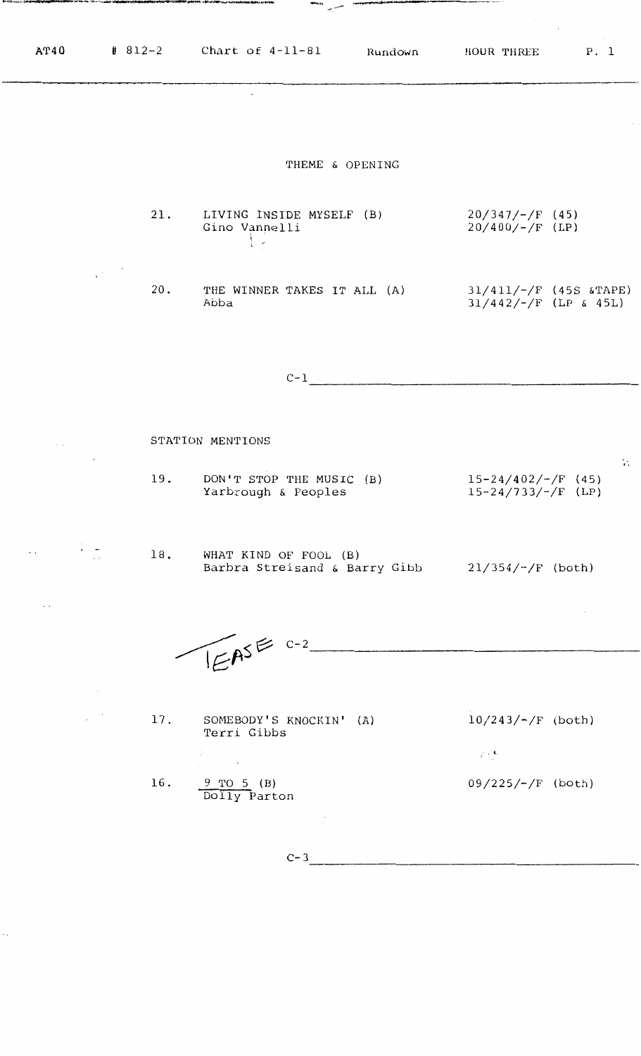AT40 # 812-2 Chart of 4-11-81 Rundown HOUR THREE P. 1

THEME & OPENING

21. LIVING INSIDE MYSELF (B) — 20/347/-/F (45)
Gino Vannelli — 20/400/-/F (LP)

20. THE WINNER TAKES IT ALL (A) — 31/411/-/F (45S &TAPE)
Abba — 31/442/-/F (LP & 45L)

C-1 ______________________

STATION MENTIONS

19. DON'T STOP THE MUSIC (B) — 15-24/402/-/F (45)
Yarbrough & Peoples — 15-24/733/-/F (LP)

18. WHAT KIND OF FOOL (B)
Barbra Streisand & Barry Gibb — 21/354/-/F (both)

TEASE C-2 ______________________

17. SOMEBODY'S KNOCKIN' (A) — 10/243/-/F (both)
Terri Gibbs

16. 9 TO 5 (B) — 09/225/-/F (both)
Dolly Parton

C-3 ______________________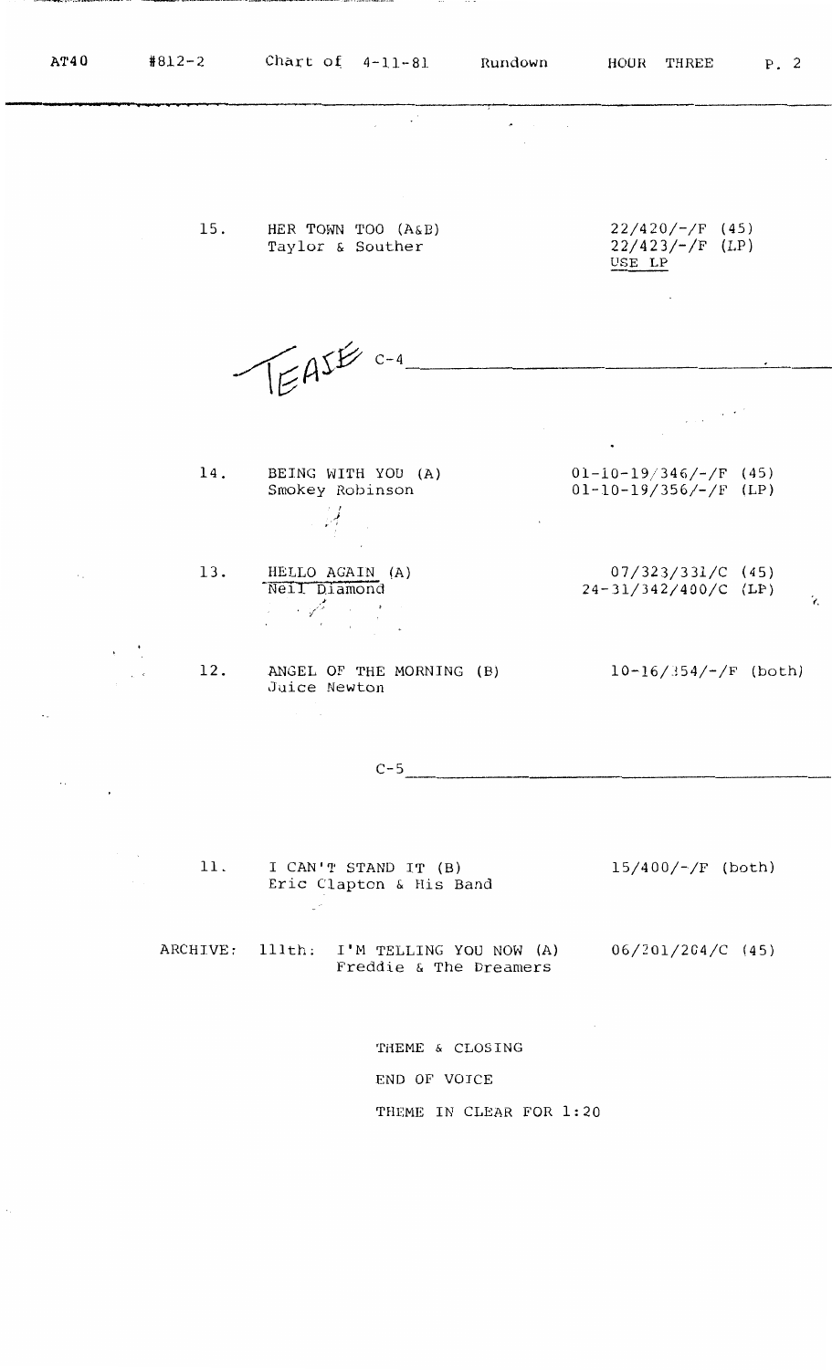AT40 #812-2 Chart of 4-11-81 Rundown HOUR THREE

15. HER TOWN TOO (A&B) — 22/420/-/F (45)
Taylor & Souther — 22/423/-/F (LP)
USE LP

TEASE C-4

---

14. BEING WITH YOU (A) — 01-10-19/346/-/F (45)
Smokey Robinson — 01-10-19/356/-/F (LP)

13. HELLO AGAIN (A) — 07/323/331/C (45)
Neil Diamond — 24-31/342/400/C (LP)

12. ANGEL OF THE MORNING (B) — 10-16/354/-/F (both)
Juice Newton

C-5

---

11. I CAN'T STAND IT (B) — 15/400/-/F (both)
Eric Clapton & His Band

ARCHIVE: 111th: I'M TELLING YOU NOW (A) — 06/201/204/C (45)
Freddie & The Dreamers

THEME & CLOSING

END OF VOICE

THEME IN CLEAR FOR 1:20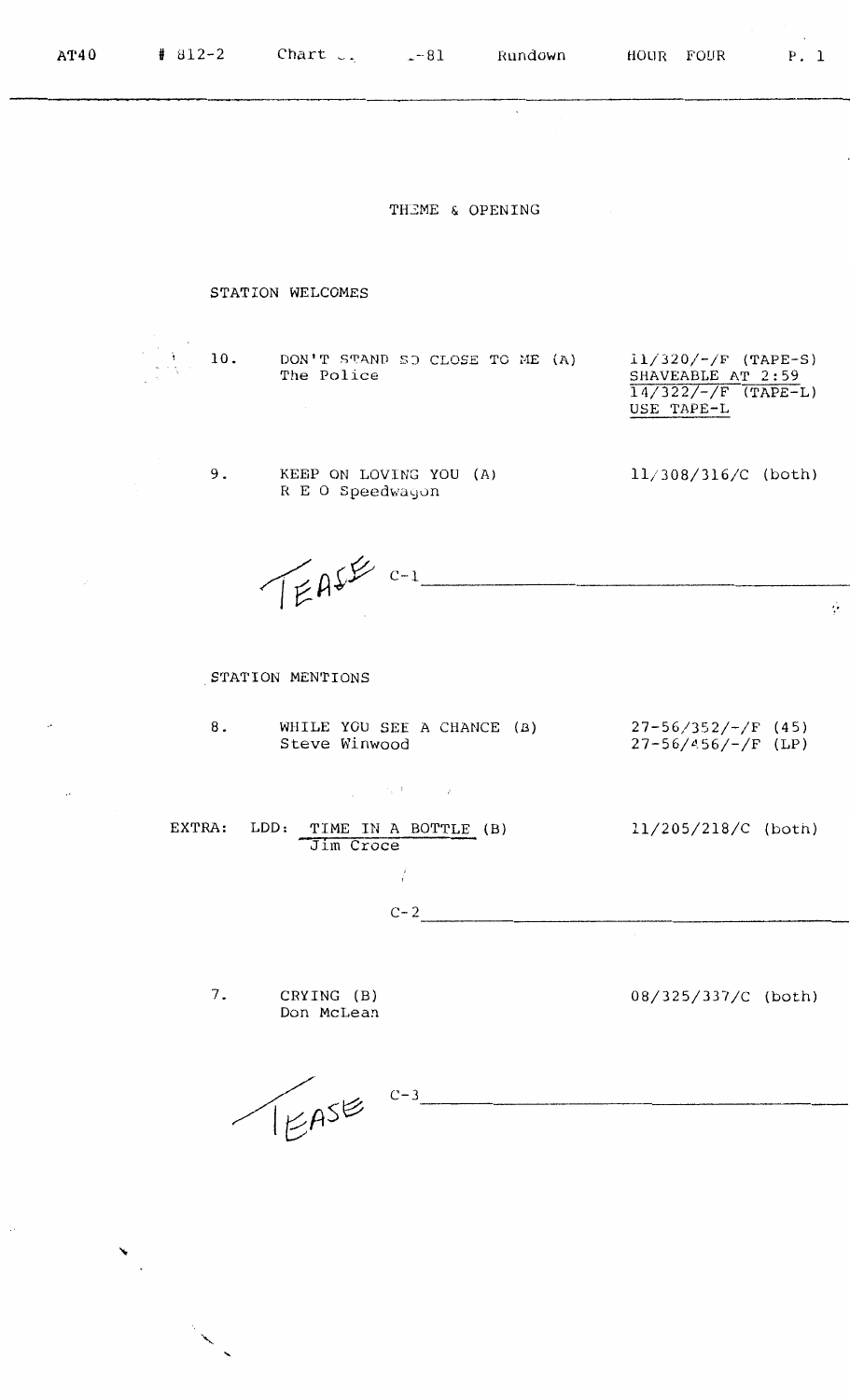THEME & OPENING

STATION WELCOMES

| | | |
|---|---|---|
| 10. | DON'T STAND SO CLOSE TO ME (A)<br>The Police | 11/320/-/F (TAPE-S)<br>SHAVEABLE AT 2:59<br>14/322/-/F (TAPE-L)<br>USE TAPE-L |
| 9. | KEEP ON LOVING YOU (A)<br>R E O Speedwagon | 11/308/316/C (both) |

TEASE C-1 ______

STATION MENTIONS

| | | |
|---|---|---|
| 8. | WHILE YOU SEE A CHANCE (B)<br>Steve Winwood | 27-56/352/-/F (45)<br>27-56/456/-/F (LP) |
| EXTRA: | LDD: TIME IN A BOTTLE (B)<br>Jim Croce | 11/205/218/C (both) |

C-2 ______

| | | |
|---|---|---|
| 7. | CRYING (B)<br>Don McLean | 08/325/337/C (both) |

TEASE C-3 ______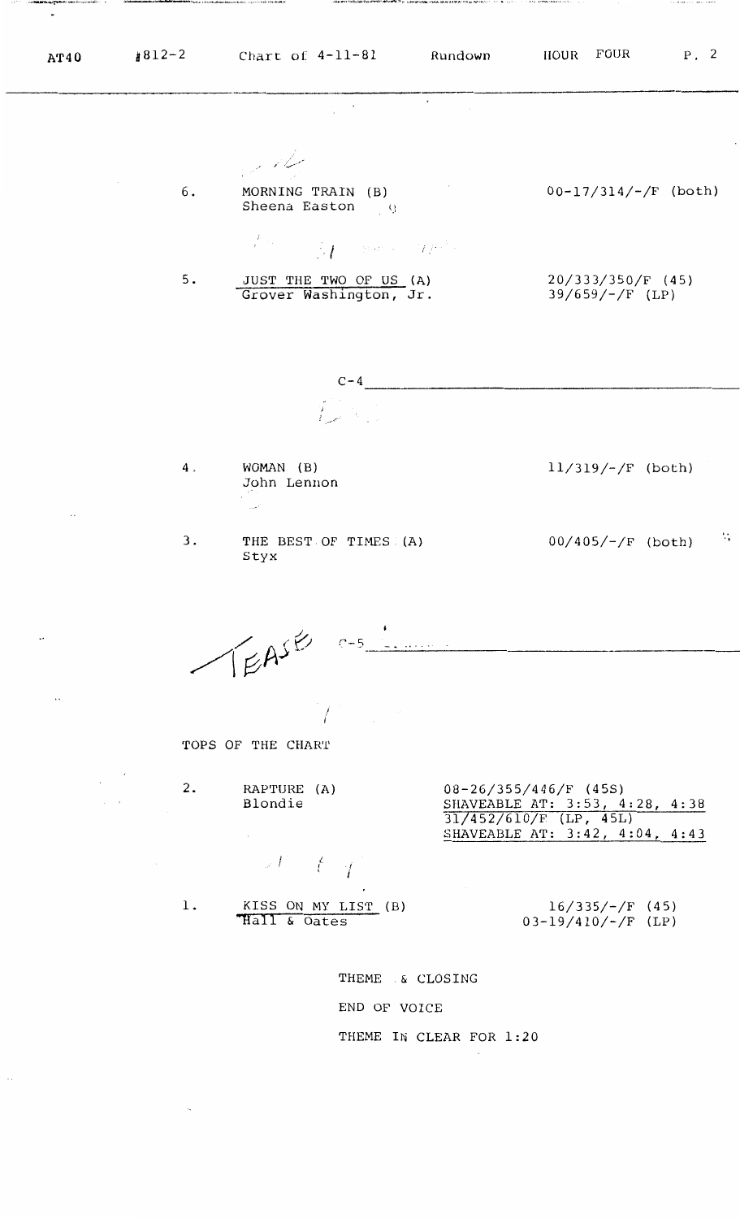AT40 #812-2 Chart of 4-11-81 Rundown HOUR FOUR P. 2

6. MORNING TRAIN (B) — 00-17/314/-/F (both)
Sheena Easton

5. <u>JUST THE TWO OF US</u> (A) — 20/333/350/F (45)
<u>Grover Washington, Jr.</u> — 39/659/-/F (LP)

C-4 ________________________________

4. WOMAN (B) — 11/319/-/F (both)
John Lennon

3. THE BEST OF TIMES (A) — 00/405/-/F (both)
Styx

TEASE C-5 ________________________________

TOPS OF THE CHART

2. RAPTURE (A) — 08-26/355/446/F (45S)
Blondie
<u>SHAVEABLE AT: 3:53, 4:28, 4:38</u>
<u>31/452/610/F (LP, 45L)</u>
<u>SHAVEABLE AT: 3:42, 4:04, 4:43</u>

1. <u>KISS ON MY LIST</u> (B) — 16/335/-/F (45)
<u>Hall & Oates</u> — 03-19/410/-/F (LP)

THEME & CLOSING

END OF VOICE

THEME IN CLEAR FOR 1:20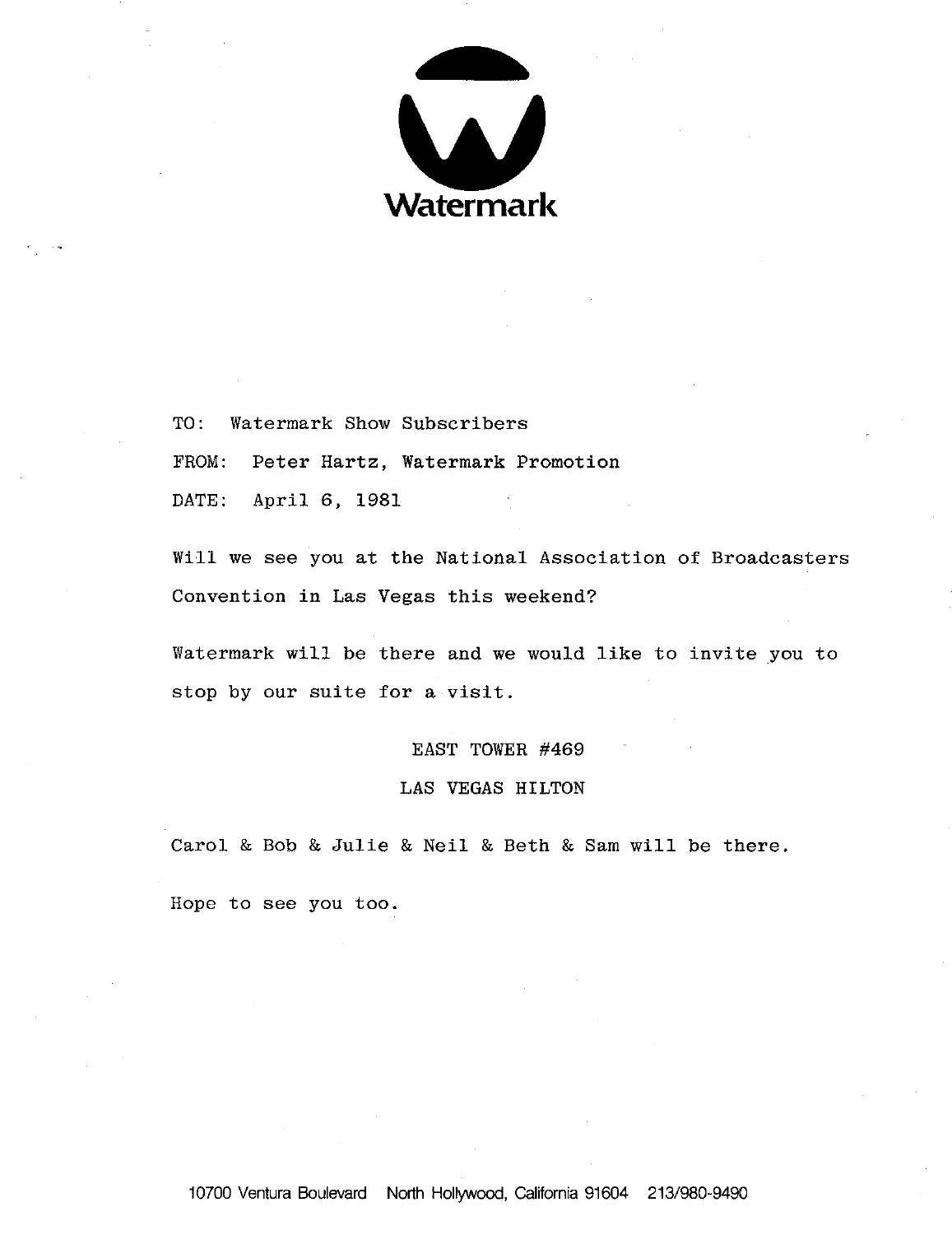# Watermark

TO: Watermark Show Subscribers

FROM: Peter Hartz, Watermark Promotion

DATE: April 6, 1981

Will we see you at the National Association of Broadcasters Convention in Las Vegas this weekend?

Watermark will be there and we would like to invite you to stop by our suite for a visit.

EAST TOWER #469

LAS VEGAS HILTON

Carol & Bob & Julie & Neil & Beth & Sam will be there.

Hope to see you too.

10700 Ventura Boulevard North Hollywood, California 91604 213/980-9490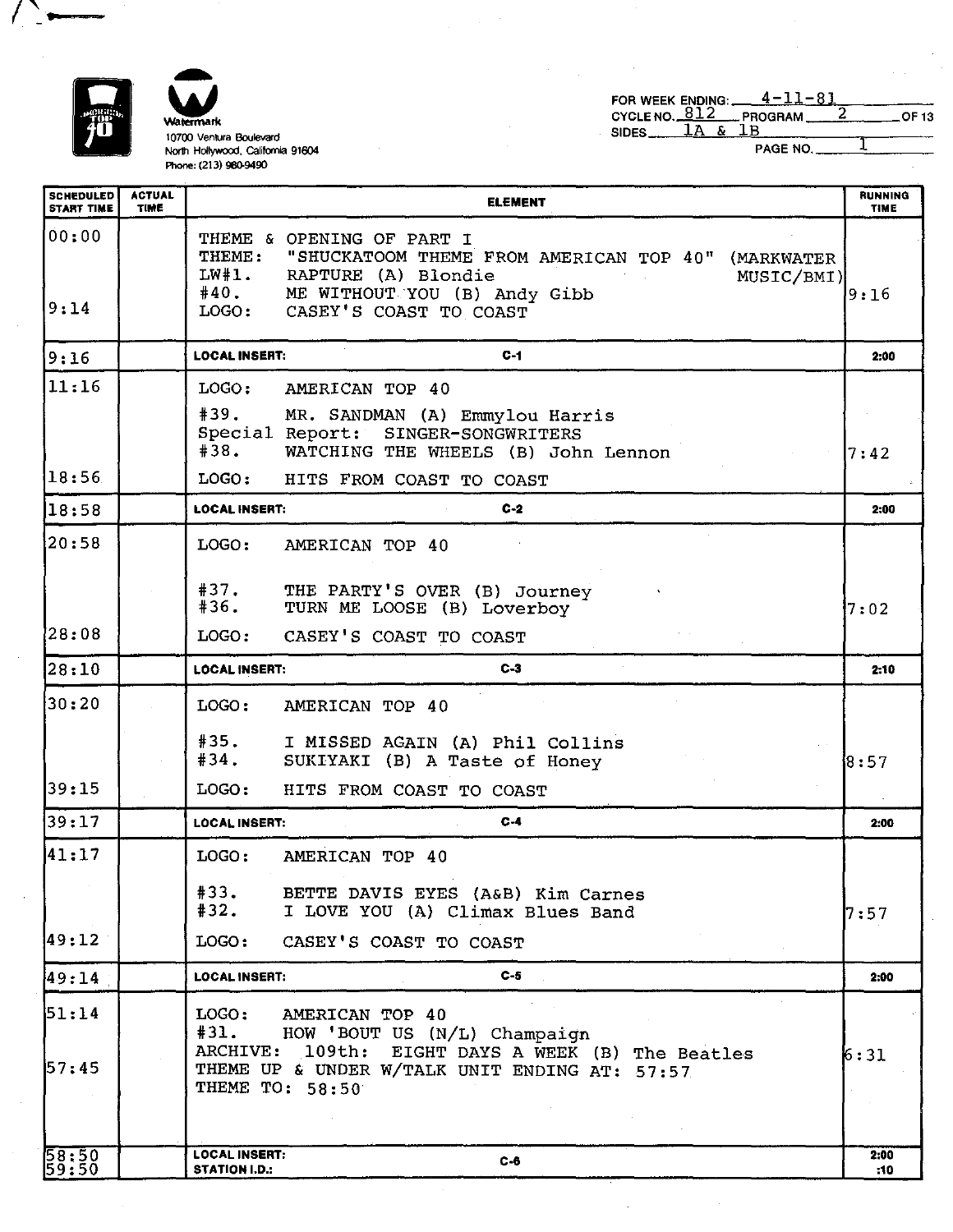Watermark
10700 Ventura Boulevard
North Hollywood, California 91604
Phone: (213) 980-9490

FOR WEEK ENDING: 4-11-81
CYCLE NO. 812 PROGRAM 2 OF 13
SIDES 1A & 1B
PAGE NO. 1

| SCHEDULED START TIME | ACTUAL TIME | ELEMENT | RUNNING TIME |
|---|---|---|---|
| 00:00<br><br>9:14 | | THEME & OPENING OF PART I<br>THEME: "SHUCKATOOM THEME FROM AMERICAN TOP 40" (MARKWATER MUSIC/BMI)<br>LW#1. RAPTURE (A) Blondie<br>#40. ME WITHOUT YOU (B) Andy Gibb<br>LOGO: CASEY'S COAST TO COAST | 9:16 |
| 9:16 | | LOCAL INSERT: C-1 | 2:00 |
| 11:16<br><br>18:56 | | LOGO: AMERICAN TOP 40<br>#39. MR. SANDMAN (A) Emmylou Harris<br>Special Report: SINGER-SONGWRITERS<br>#38. WATCHING THE WHEELS (B) John Lennon<br>LOGO: HITS FROM COAST TO COAST | 7:42 |
| 18:58 | | LOCAL INSERT: C-2 | 2:00 |
| 20:58<br><br>28:08 | | LOGO: AMERICAN TOP 40<br>#37. THE PARTY'S OVER (B) Journey<br>#36. TURN ME LOOSE (B) Loverboy<br>LOGO: CASEY'S COAST TO COAST | 7:02 |
| 28:10 | | LOCAL INSERT: C-3 | 2:10 |
| 30:20<br><br>39:15 | | LOGO: AMERICAN TOP 40<br>#35. I MISSED AGAIN (A) Phil Collins<br>#34. SUKIYAKI (B) A Taste of Honey<br>LOGO: HITS FROM COAST TO COAST | 8:57 |
| 39:17 | | LOCAL INSERT: C-4 | 2:00 |
| 41:17<br><br>49:12 | | LOGO: AMERICAN TOP 40<br>#33. BETTE DAVIS EYES (A&B) Kim Carnes<br>#32. I LOVE YOU (A) Climax Blues Band<br>LOGO: CASEY'S COAST TO COAST | 7:57 |
| 49:14 | | LOCAL INSERT: C-5 | 2:00 |
| 51:14<br><br>57:45 | | LOGO: AMERICAN TOP 40<br>#31. HOW 'BOUT US (N/L) Champaign<br>ARCHIVE: 109th: EIGHT DAYS A WEEK (B) The Beatles<br>THEME UP & UNDER W/TALK UNIT ENDING AT: 57:57<br>THEME TO: 58:50 | 6:31 |
| 58:50<br>59:50 | | LOCAL INSERT: C-6<br>STATION I.D.: | 2:00<br>:10 |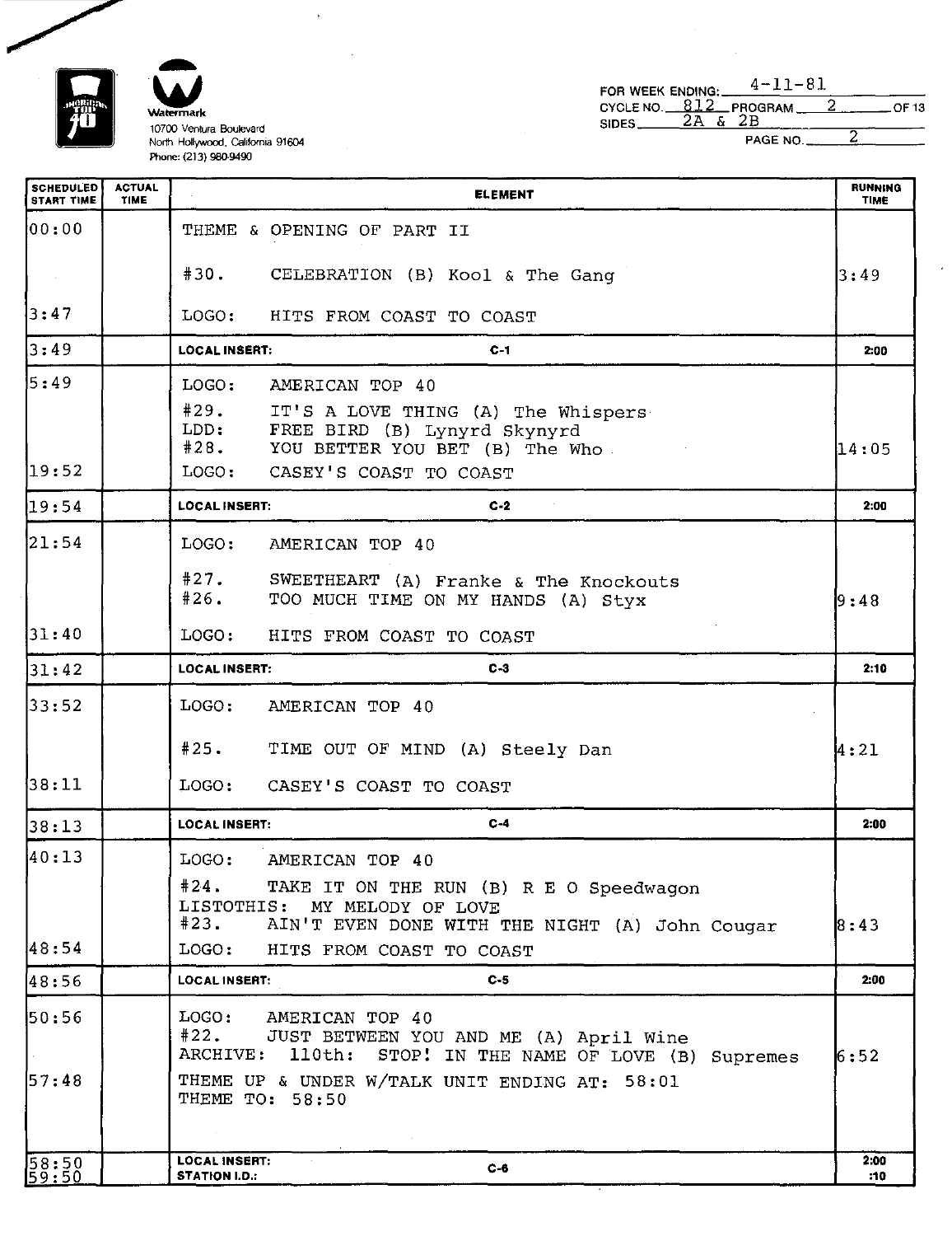Watermark
10700 Ventura Boulevard
North Hollywood, California 91604
Phone: (213) 980-9490

FOR WEEK ENDING: 4-11-81
CYCLE NO. 812 PROGRAM 2 OF 13
SIDES 2A & 2B
PAGE NO. 2

| SCHEDULED START TIME | ACTUAL TIME | ELEMENT | RUNNING TIME |
|---|---|---|---|
| 00:00 | | THEME & OPENING OF PART II | |
| | | #30. CELEBRATION (B) Kool & The Gang | 3:49 |
| 3:47 | | LOGO: HITS FROM COAST TO COAST | |
| 3:49 | | LOCAL INSERT: C-1 | 2:00 |
| 5:49 | | LOGO: AMERICAN TOP 40 | |
| | | #29. IT'S A LOVE THING (A) The Whispers<br>LDD: FREE BIRD (B) Lynyrd Skynyrd<br>#28. YOU BETTER YOU BET (B) The Who | 14:05 |
| 19:52 | | LOGO: CASEY'S COAST TO COAST | |
| 19:54 | | LOCAL INSERT: C-2 | 2:00 |
| 21:54 | | LOGO: AMERICAN TOP 40 | |
| | | #27. SWEETHEART (A) Franke & The Knockouts<br>#26. TOO MUCH TIME ON MY HANDS (A) Styx | 9:48 |
| 31:40 | | LOGO: HITS FROM COAST TO COAST | |
| 31:42 | | LOCAL INSERT: C-3 | 2:10 |
| 33:52 | | LOGO: AMERICAN TOP 40 | |
| | | #25. TIME OUT OF MIND (A) Steely Dan | 4:21 |
| 38:11 | | LOGO: CASEY'S COAST TO COAST | |
| 38:13 | | LOCAL INSERT: C-4 | 2:00 |
| 40:13 | | LOGO: AMERICAN TOP 40 | |
| | | #24. TAKE IT ON THE RUN (B) R E O Speedwagon<br>LISTOTHIS: MY MELODY OF LOVE<br>#23. AIN'T EVEN DONE WITH THE NIGHT (A) John Cougar | 8:43 |
| 48:54 | | LOGO: HITS FROM COAST TO COAST | |
| 48:56 | | LOCAL INSERT: C-5 | 2:00 |
| 50:56 | | LOGO: AMERICAN TOP 40<br>#22. JUST BETWEEN YOU AND ME (A) April Wine<br>ARCHIVE: 110th: STOP! IN THE NAME OF LOVE (B) Supremes | 6:52 |
| 57:48 | | THEME UP & UNDER W/TALK UNIT ENDING AT: 58:01<br>THEME TO: 58:50 | |
| 58:50<br>59:50 | | LOCAL INSERT: C-6<br>STATION I.D.: | 2:00<br>:10 |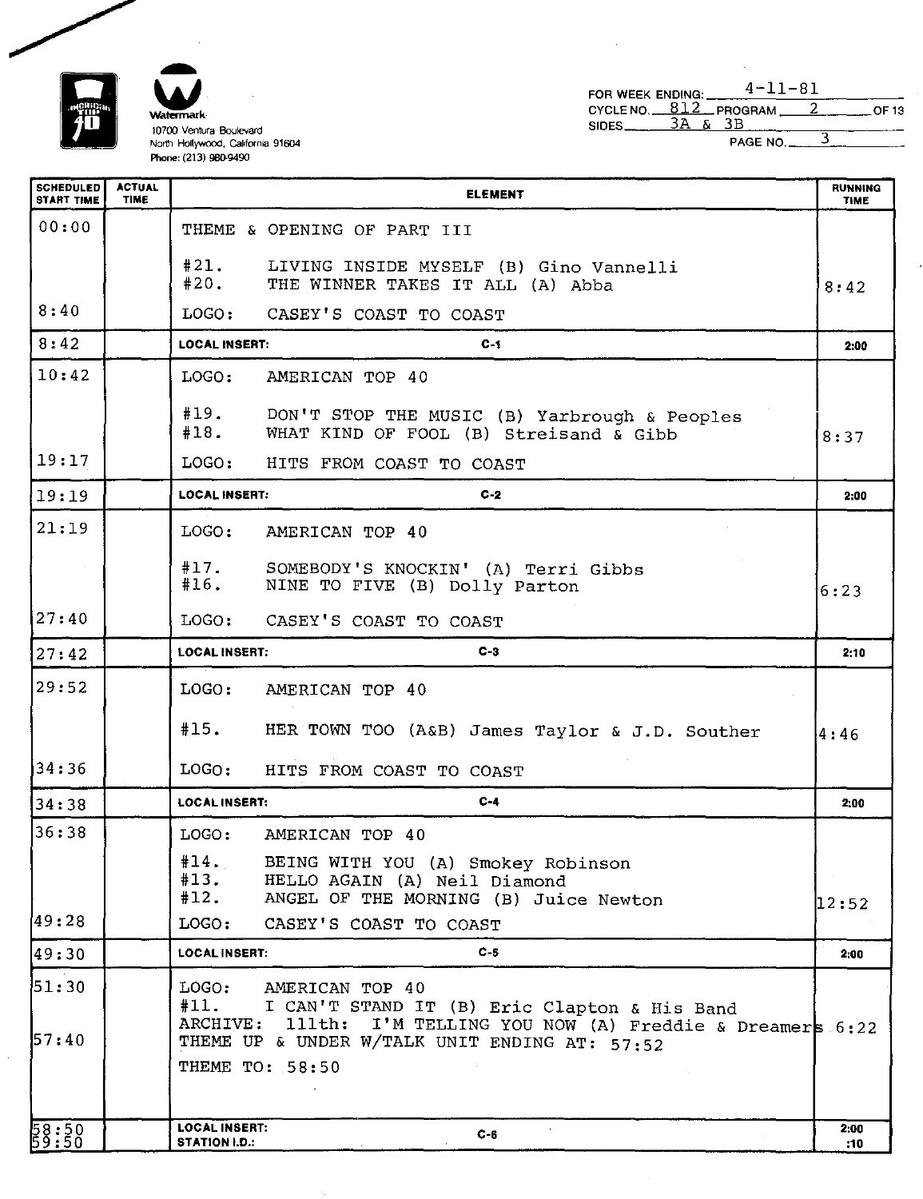Watermark
10700 Ventura Boulevard
North Hollywood, California 91604
Phone: (213) 980-9490

FOR WEEK ENDING: 4-11-81
CYCLE NO. 812 PROGRAM 2 OF 13
SIDES 3A & 3B
PAGE NO. 3

| SCHEDULED START TIME | ACTUAL TIME | ELEMENT | RUNNING TIME |
|---|---|---|---|
| 00:00 | | THEME & OPENING OF PART III | |
| | | #21. LIVING INSIDE MYSELF (B) Gino Vannelli | |
| | | #20. THE WINNER TAKES IT ALL (A) Abba | 8:42 |
| 8:40 | | LOGO: CASEY'S COAST TO COAST | |
| 8:42 | | LOCAL INSERT: C-1 | 2:00 |
| 10:42 | | LOGO: AMERICAN TOP 40 | |
| | | #19. DON'T STOP THE MUSIC (B) Yarbrough & Peoples | |
| | | #18. WHAT KIND OF FOOL (B) Streisand & Gibb | 8:37 |
| 19:17 | | LOGO: HITS FROM COAST TO COAST | |
| 19:19 | | LOCAL INSERT: C-2 | 2:00 |
| 21:19 | | LOGO: AMERICAN TOP 40 | |
| | | #17. SOMEBODY'S KNOCKIN' (A) Terri Gibbs | |
| | | #16. NINE TO FIVE (B) Dolly Parton | 6:23 |
| 27:40 | | LOGO: CASEY'S COAST TO COAST | |
| 27:42 | | LOCAL INSERT: C-3 | 2:10 |
| 29:52 | | LOGO: AMERICAN TOP 40 | |
| | | #15. HER TOWN TOO (A&B) James Taylor & J.D. Souther | 4:46 |
| 34:36 | | LOGO: HITS FROM COAST TO COAST | |
| 34:38 | | LOCAL INSERT: C-4 | 2:00 |
| 36:38 | | LOGO: AMERICAN TOP 40 | |
| | | #14. BEING WITH YOU (A) Smokey Robinson | |
| | | #13. HELLO AGAIN (A) Neil Diamond | |
| | | #12. ANGEL OF THE MORNING (B) Juice Newton | 12:52 |
| 49:28 | | LOGO: CASEY'S COAST TO COAST | |
| 49:30 | | LOCAL INSERT: C-5 | 2:00 |
| 51:30 | | LOGO: AMERICAN TOP 40 | |
| | | #11. I CAN'T STAND IT (B) Eric Clapton & His Band | |
| | | ARCHIVE: 111th: I'M TELLING YOU NOW (A) Freddie & Dreamers | 6:22 |
| 57:40 | | THEME UP & UNDER W/TALK UNIT ENDING AT: 57:52 | |
| | | THEME TO: 58:50 | |
| 58:50 | | LOCAL INSERT: C-6 | 2:00 |
| 59:50 | | STATION I.D.: | :10 |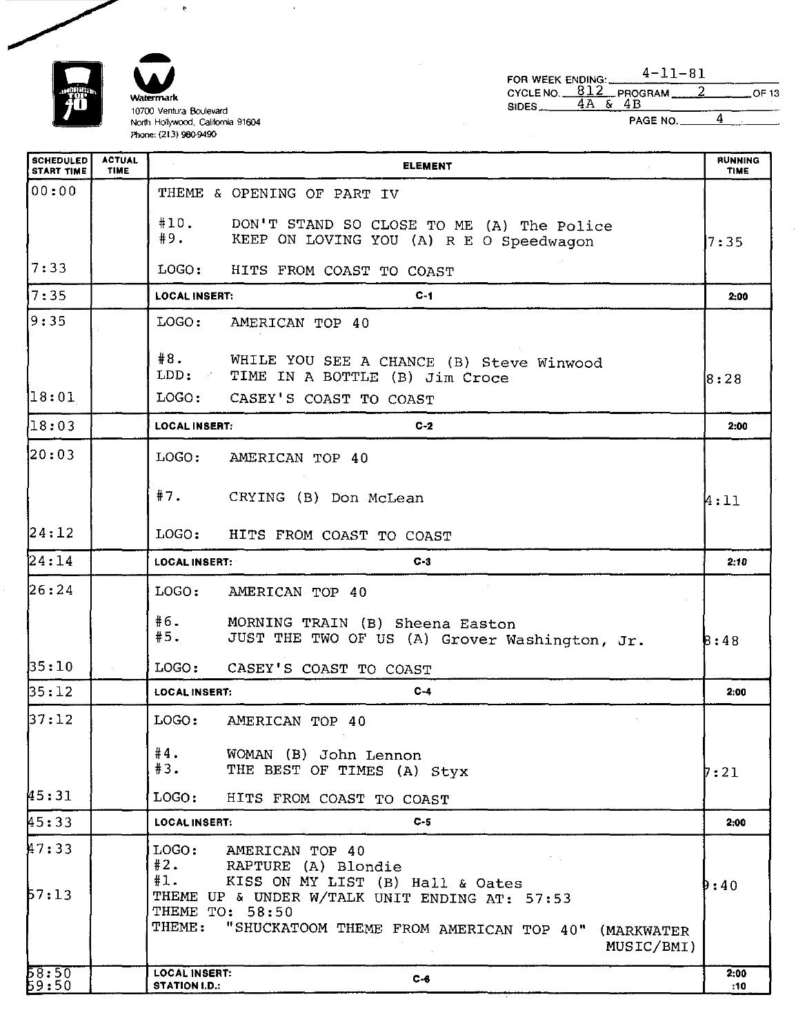Watermark
10700 Ventura Boulevard
North Hollywood, California 91604
Phone: (213) 980-9490

FOR WEEK ENDING: 4-11-81
CYCLE NO. 812 PROGRAM 2 OF 13
SIDES 4A & 4B
PAGE NO. 4

| SCHEDULED START TIME | ACTUAL TIME | ELEMENT | RUNNING TIME |
|---|---|---|---|
| 00:00 | | THEME & OPENING OF PART IV | |
| | | #10. DON'T STAND SO CLOSE TO ME (A) The Police | |
| | | #9. KEEP ON LOVING YOU (A) R E O Speedwagon | 7:35 |
| 7:33 | | LOGO: HITS FROM COAST TO COAST | |
| 7:35 | | LOCAL INSERT: C-1 | 2:00 |
| 9:35 | | LOGO: AMERICAN TOP 40 | |
| | | #8. WHILE YOU SEE A CHANCE (B) Steve Winwood | |
| | | LDD: TIME IN A BOTTLE (B) Jim Croce | 8:28 |
| 18:01 | | LOGO: CASEY'S COAST TO COAST | |
| 18:03 | | LOCAL INSERT: C-2 | 2:00 |
| 20:03 | | LOGO: AMERICAN TOP 40 | |
| | | #7. CRYING (B) Don McLean | 4:11 |
| 24:12 | | LOGO: HITS FROM COAST TO COAST | |
| 24:14 | | LOCAL INSERT: C-3 | 2:10 |
| 26:24 | | LOGO: AMERICAN TOP 40 | |
| | | #6. MORNING TRAIN (B) Sheena Easton | |
| | | #5. JUST THE TWO OF US (A) Grover Washington, Jr. | 8:48 |
| 35:10 | | LOGO: CASEY'S COAST TO COAST | |
| 35:12 | | LOCAL INSERT: C-4 | 2:00 |
| 37:12 | | LOGO: AMERICAN TOP 40 | |
| | | #4. WOMAN (B) John Lennon | |
| | | #3. THE BEST OF TIMES (A) Styx | 7:21 |
| 45:31 | | LOGO: HITS FROM COAST TO COAST | |
| 45:33 | | LOCAL INSERT: C-5 | 2:00 |
| 47:33 | | LOGO: AMERICAN TOP 40 | |
| | | #2. RAPTURE (A) Blondie | |
| | | #1. KISS ON MY LIST (B) Hall & Oates | 9:40 |
| 57:13 | | THEME UP & UNDER W/TALK UNIT ENDING AT: 57:53 | |
| | | THEME TO: 58:50 | |
| | | THEME: "SHUCKATOOM THEME FROM AMERICAN TOP 40" (MARKWATER MUSIC/BMI) | |
| 58:50 | | LOCAL INSERT: C-6 | 2:00 |
| 59:50 | | STATION I.D.: | :10 |